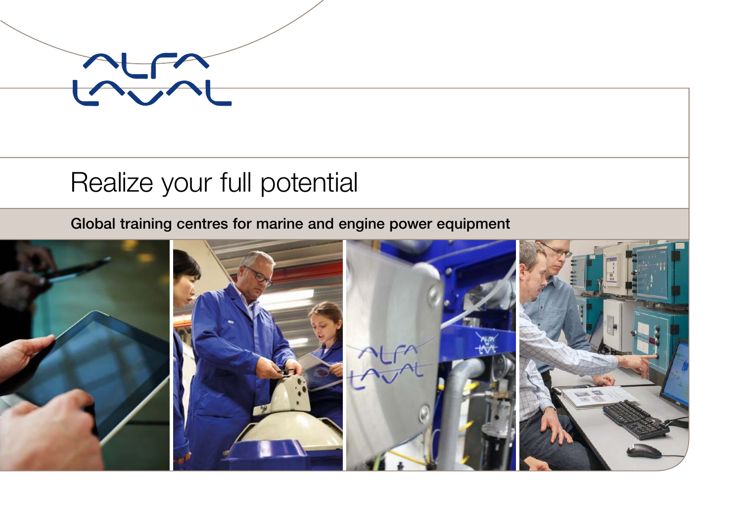# Realize your full potential

**Global training centres for marine and engine power equipment**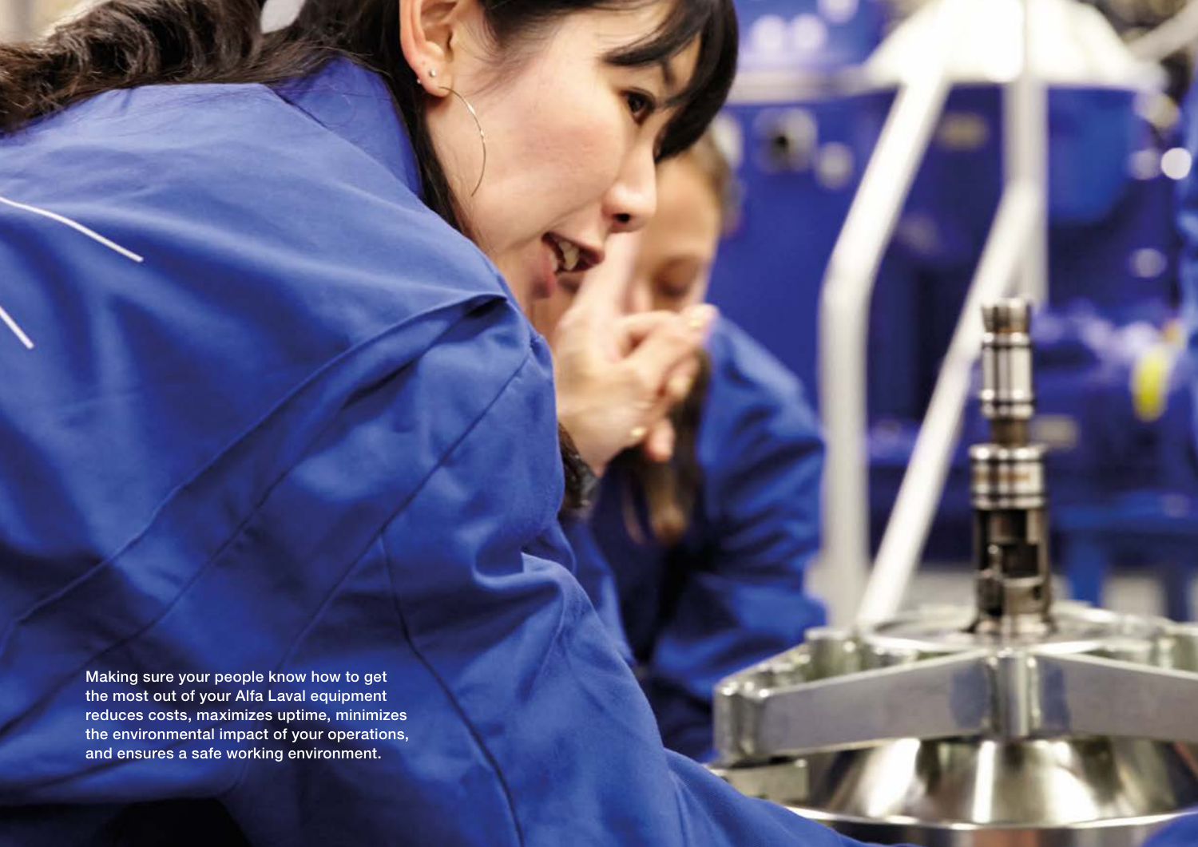Making sure your people know how to get the most out of your Alfa Laval equipment reduces costs, maximizes uptime, minimizes the environmental impact of your operations, and ensures a safe working environment.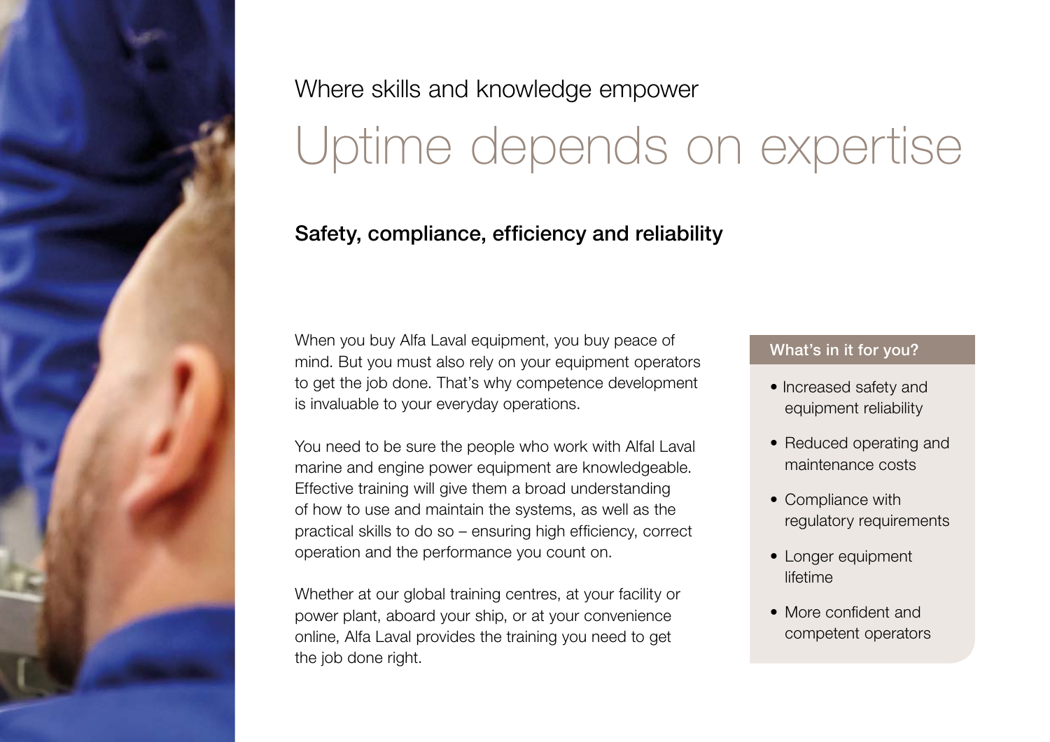Where skills and knowledge empower

# Uptime depends on expertise

## Safety, compliance, efficiency and reliability

When you buy Alfa Laval equipment, you buy peace of mind. But you must also rely on your equipment operators to get the job done. That's why competence development is invaluable to your everyday operations.

You need to be sure the people who work with Alfal Laval marine and engine power equipment are knowledgeable. Effective training will give them a broad understanding of how to use and maintain the systems, as well as the practical skills to do so – ensuring high efficiency, correct operation and the performance you count on.

Whether at our global training centres, at your facility or power plant, aboard your ship, or at your convenience online, Alfa Laval provides the training you need to get the job done right.

### What's in it for you?

- Increased safety and equipment reliability
- Reduced operating and maintenance costs
- Compliance with regulatory requirements
- Longer equipment lifetime
- More confident and competent operators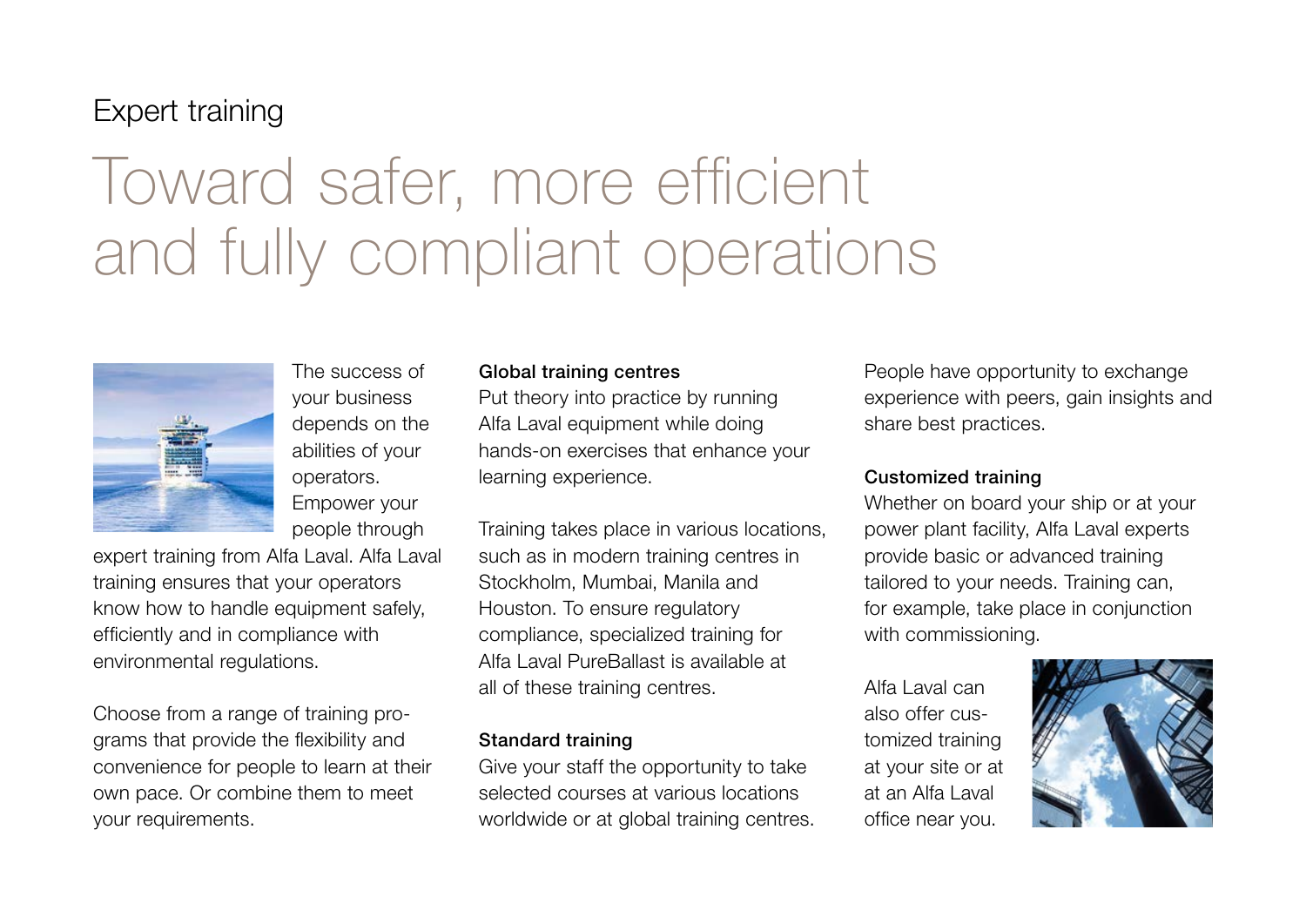Expert training

# Toward safer, more efficient and fully compliant operations

The success of your business depends on the abilities of your operators. Empower your people through expert training from Alfa Laval. Alfa Laval training ensures that your operators know how to handle equipment safely, efficiently and in compliance with environmental regulations.

Choose from a range of training programs that provide the flexibility and convenience for people to learn at their own pace. Or combine them to meet your requirements.

**Global training centres**

Put theory into practice by running Alfa Laval equipment while doing hands-on exercises that enhance your learning experience.

Training takes place in various locations, such as in modern training centres in Stockholm, Mumbai, Manila and Houston. To ensure regulatory compliance, specialized training for Alfa Laval PureBallast is available at all of these training centres.

**Standard training**

Give your staff the opportunity to take selected courses at various locations worldwide or at global training centres. People have opportunity to exchange experience with peers, gain insights and share best practices.

**Customized training**

Whether on board your ship or at your power plant facility, Alfa Laval experts provide basic or advanced training tailored to your needs. Training can, for example, take place in conjunction with commissioning.

Alfa Laval can also offer customized training at your site or at at an Alfa Laval office near you.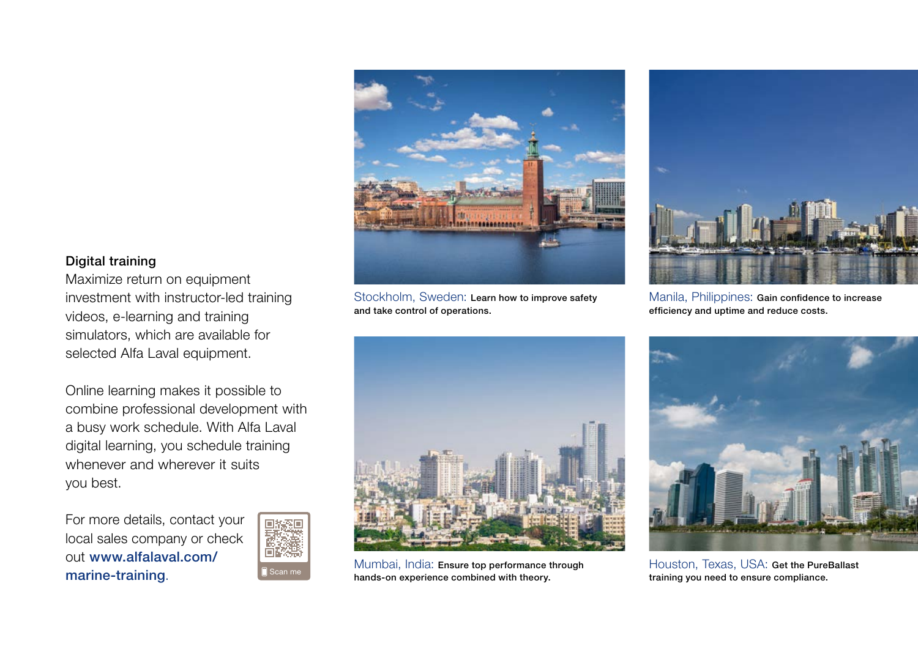## Digital training

Maximize return on equipment investment with instructor-led training videos, e-learning and training simulators, which are available for selected Alfa Laval equipment.

Online learning makes it possible to combine professional development with a busy work schedule. With Alfa Laval digital learning, you schedule training whenever and wherever it suits you best.

For more details, contact your local sales company or check out **www.alfalaval.com/marine-training**.

Scan me

Stockholm, Sweden: **Learn how to improve safety and take control of operations.**

Manila, Philippines: **Gain confidence to increase efficiency and uptime and reduce costs.**

Mumbai, India: **Ensure top performance through hands-on experience combined with theory.**

Houston, Texas, USA: **Get the PureBallast training you need to ensure compliance.**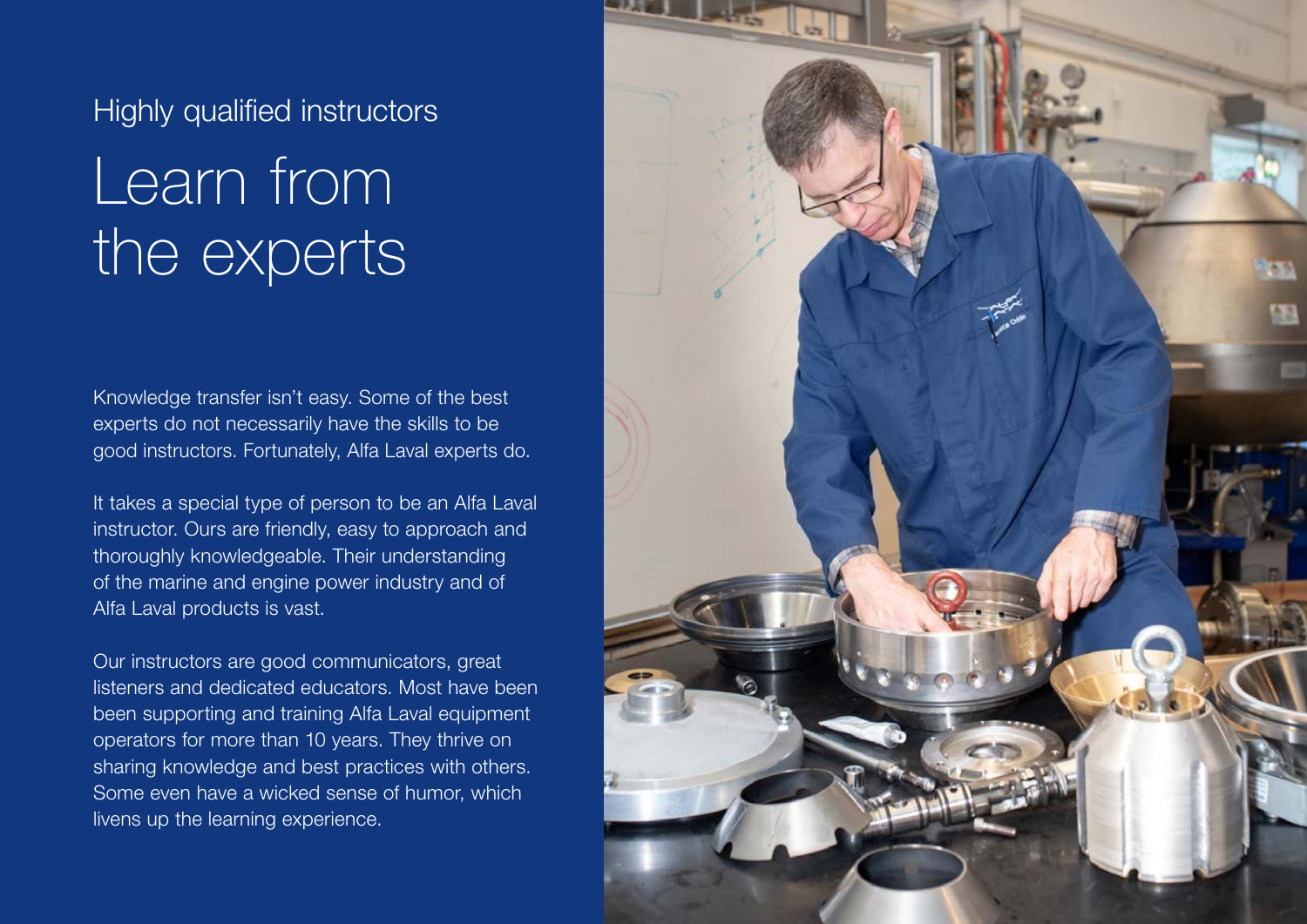Highly qualified instructors

# Learn from the experts

Knowledge transfer isn't easy. Some of the best experts do not necessarily have the skills to be good instructors. Fortunately, Alfa Laval experts do.

It takes a special type of person to be an Alfa Laval instructor. Ours are friendly, easy to approach and thoroughly knowledgeable. Their understanding of the marine and engine power industry and of Alfa Laval products is vast.

Our instructors are good communicators, great listeners and dedicated educators. Most have been been supporting and training Alfa Laval equipment operators for more than 10 years. They thrive on sharing knowledge and best practices with others. Some even have a wicked sense of humor, which livens up the learning experience.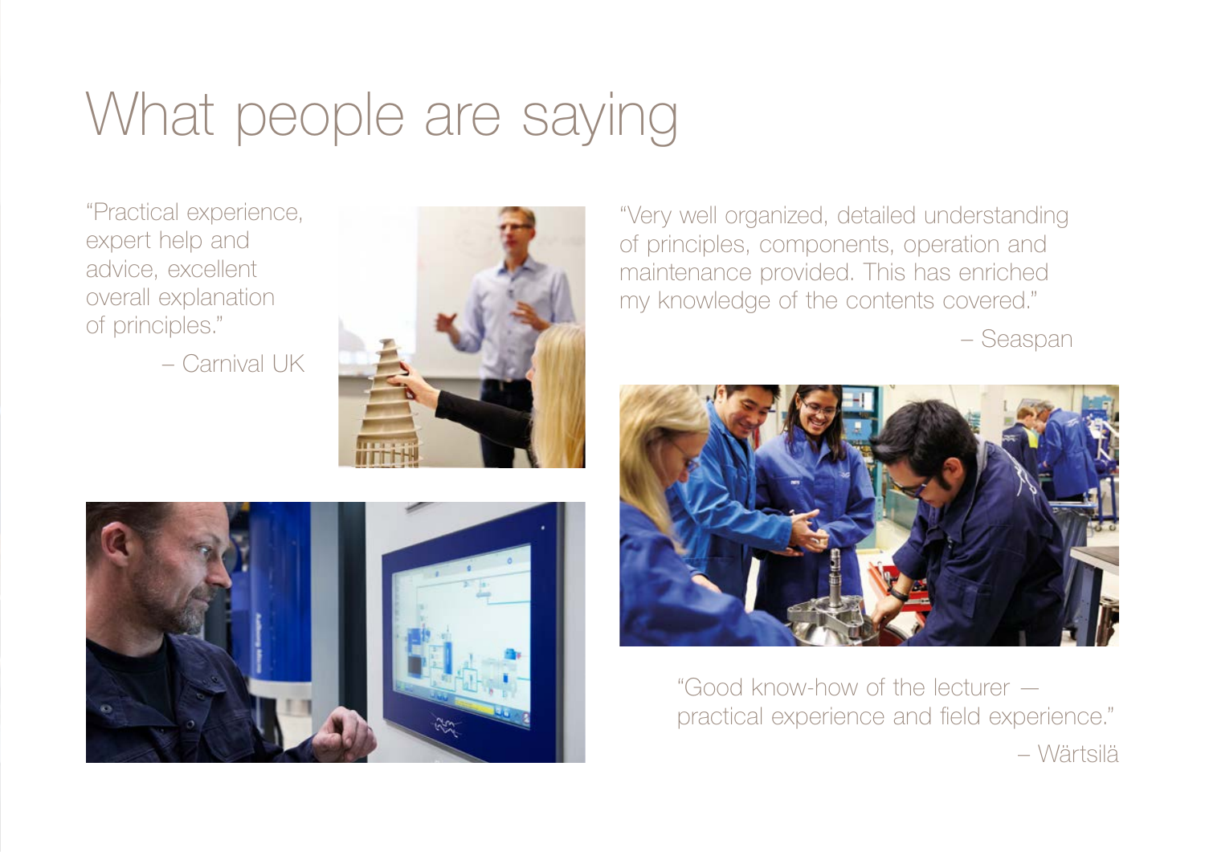# What people are saying

"Practical experience, expert help and advice, excellent overall explanation of principles."

– Carnival UK

"Very well organized, detailed understanding of principles, components, operation and maintenance provided. This has enriched my knowledge of the contents covered."

– Seaspan

"Good know-how of the lecturer — practical experience and field experience."

– Wärtsilä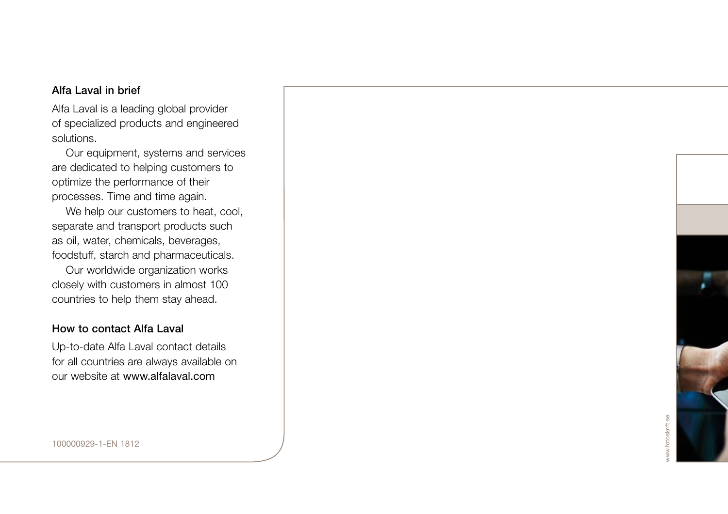## Alfa Laval in brief

Alfa Laval is a leading global provider of specialized products and engineered solutions.

Our equipment, systems and services are dedicated to helping customers to optimize the performance of their processes. Time and time again.

We help our customers to heat, cool, separate and transport products such as oil, water, chemicals, beverages, foodstuff, starch and pharmaceuticals.

Our worldwide organization works closely with customers in almost 100 countries to help them stay ahead.

## How to contact Alfa Laval

Up-to-date Alfa Laval contact details for all countries are always available on our website at www.alfalaval.com

100000929-1-EN 1812

www.fotoskrift.se